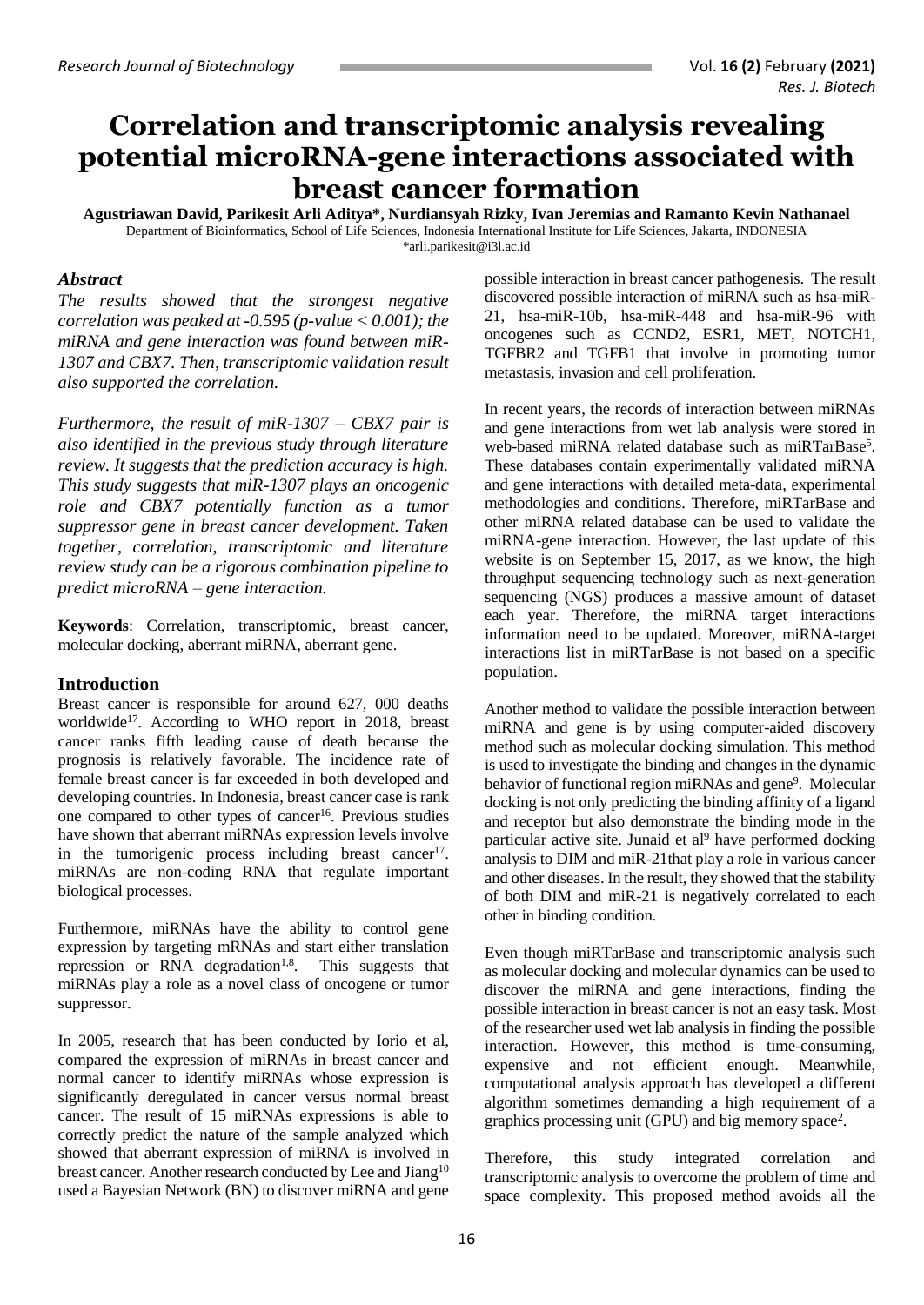# Correlation and transcriptomic analysis revealing potential microRNA-gene interactions associated with breast cancer formation

**Agustriawan David, Parikesit Arli Aditya*, Nurdiansyah Rizky, Ivan Jeremias and Ramanto Kevin Nathanael**

Department of Bioinformatics, School of Life Sciences, Indonesia International Institute for Life Sciences, Jakarta, INDONESIA

*arli.parikesit@i3l.ac.id

## *Abstract*

*The results showed that the strongest negative correlation was peaked at -0.595 (p-value < 0.001); the miRNA and gene interaction was found between miR-1307 and CBX7. Then, transcriptomic validation result also supported the correlation.*

*Furthermore, the result of miR-1307 – CBX7 pair is also identified in the previous study through literature review. It suggests that the prediction accuracy is high. This study suggests that miR-1307 plays an oncogenic role and CBX7 potentially function as a tumor suppressor gene in breast cancer development. Taken together, correlation, transcriptomic and literature review study can be a rigorous combination pipeline to predict microRNA – gene interaction.*

**Keywords**: Correlation, transcriptomic, breast cancer, molecular docking, aberrant miRNA, aberrant gene.

## Introduction

Breast cancer is responsible for around 627, 000 deaths worldwide[17]. According to WHO report in 2018, breast cancer ranks fifth leading cause of death because the prognosis is relatively favorable. The incidence rate of female breast cancer is far exceeded in both developed and developing countries. In Indonesia, breast cancer case is rank one compared to other types of cancer[16]. Previous studies have shown that aberrant miRNAs expression levels involve in the tumorigenic process including breast cancer[17]. miRNAs are non-coding RNA that regulate important biological processes.

Furthermore, miRNAs have the ability to control gene expression by targeting mRNAs and start either translation repression or RNA degradation[1,8]. This suggests that miRNAs play a role as a novel class of oncogene or tumor suppressor.

In 2005, research that has been conducted by Iorio et al, compared the expression of miRNAs in breast cancer and normal cancer to identify miRNAs whose expression is significantly deregulated in cancer versus normal breast cancer. The result of 15 miRNAs expressions is able to correctly predict the nature of the sample analyzed which showed that aberrant expression of miRNA is involved in breast cancer. Another research conducted by Lee and Jiang[10] used a Bayesian Network (BN) to discover miRNA and gene possible interaction in breast cancer pathogenesis. The result discovered possible interaction of miRNA such as hsa-miR-21, hsa-miR-10b, hsa-miR-448 and hsa-miR-96 with oncogenes such as CCND2, ESR1, MET, NOTCH1, TGFBR2 and TGFB1 that involve in promoting tumor metastasis, invasion and cell proliferation.

In recent years, the records of interaction between miRNAs and gene interactions from wet lab analysis were stored in web-based miRNA related database such as miRTarBase[5]. These databases contain experimentally validated miRNA and gene interactions with detailed meta-data, experimental methodologies and conditions. Therefore, miRTarBase and other miRNA related database can be used to validate the miRNA-gene interaction. However, the last update of this website is on September 15, 2017, as we know, the high throughput sequencing technology such as next-generation sequencing (NGS) produces a massive amount of dataset each year. Therefore, the miRNA target interactions information need to be updated. Moreover, miRNA-target interactions list in miRTarBase is not based on a specific population.

Another method to validate the possible interaction between miRNA and gene is by using computer-aided discovery method such as molecular docking simulation. This method is used to investigate the binding and changes in the dynamic behavior of functional region miRNAs and gene[9]. Molecular docking is not only predicting the binding affinity of a ligand and receptor but also demonstrate the binding mode in the particular active site. Junaid et al[9] have performed docking analysis to DIM and miR-21that play a role in various cancer and other diseases. In the result, they showed that the stability of both DIM and miR-21 is negatively correlated to each other in binding condition.

Even though miRTarBase and transcriptomic analysis such as molecular docking and molecular dynamics can be used to discover the miRNA and gene interactions, finding the possible interaction in breast cancer is not an easy task. Most of the researcher used wet lab analysis in finding the possible interaction. However, this method is time-consuming, expensive and not efficient enough. Meanwhile, computational analysis approach has developed a different algorithm sometimes demanding a high requirement of a graphics processing unit (GPU) and big memory space[2].

Therefore, this study integrated correlation and transcriptomic analysis to overcome the problem of time and space complexity. This proposed method avoids all the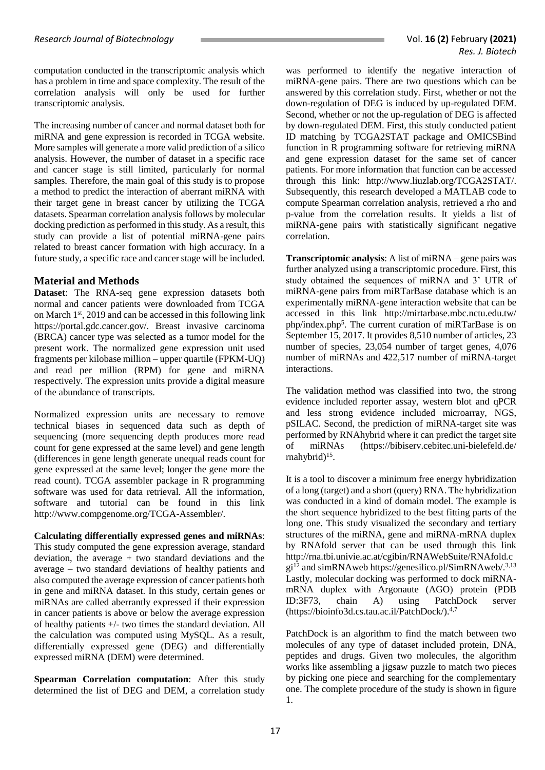computation conducted in the transcriptomic analysis which has a problem in time and space complexity. The result of the correlation analysis will only be used for further transcriptomic analysis.

The increasing number of cancer and normal dataset both for miRNA and gene expression is recorded in TCGA website. More samples will generate a more valid prediction of a silico analysis. However, the number of dataset in a specific race and cancer stage is still limited, particularly for normal samples. Therefore, the main goal of this study is to propose a method to predict the interaction of aberrant miRNA with their target gene in breast cancer by utilizing the TCGA datasets. Spearman correlation analysis follows by molecular docking prediction as performed in this study. As a result, this study can provide a list of potential miRNA-gene pairs related to breast cancer formation with high accuracy. In a future study, a specific race and cancer stage will be included.

## Material and Methods

**Dataset**: The RNA-seq gene expression datasets both normal and cancer patients were downloaded from TCGA on March 1st, 2019 and can be accessed in this following link https://portal.gdc.cancer.gov/. Breast invasive carcinoma (BRCA) cancer type was selected as a tumor model for the present work. The normalized gene expression unit used fragments per kilobase million – upper quartile (FPKM-UQ) and read per million (RPM) for gene and miRNA respectively. The expression units provide a digital measure of the abundance of transcripts.

Normalized expression units are necessary to remove technical biases in sequenced data such as depth of sequencing (more sequencing depth produces more read count for gene expressed at the same level) and gene length (differences in gene length generate unequal reads count for gene expressed at the same level; longer the gene more the read count). TCGA assembler package in R programming software was used for data retrieval. All the information, software and tutorial can be found in this link http://www.compgenome.org/TCGA-Assembler/.

**Calculating differentially expressed genes and miRNAs**: This study computed the gene expression average, standard deviation, the average + two standard deviations and the average – two standard deviations of healthy patients and also computed the average expression of cancer patients both in gene and miRNA dataset. In this study, certain genes or miRNAs are called aberrantly expressed if their expression in cancer patients is above or below the average expression of healthy patients +/- two times the standard deviation. All the calculation was computed using MySQL. As a result, differentially expressed gene (DEG) and differentially expressed miRNA (DEM) were determined.

**Spearman Correlation computation**: After this study determined the list of DEG and DEM, a correlation study was performed to identify the negative interaction of miRNA-gene pairs. There are two questions which can be answered by this correlation study. First, whether or not the down-regulated DEG is induced by up-regulated DEM. Second, whether or not the up-regulation of DEG is affected by down-regulated DEM. First, this study conducted patient ID matching by TCGA2STAT package and OMICSBind function in R programming software for retrieving miRNA and gene expression dataset for the same set of cancer patients. For more information that function can be accessed through this link: http://www.liuzlab.org/TCGA2STAT/. Subsequently, this research developed a MATLAB code to compute Spearman correlation analysis, retrieved a rho and p-value from the correlation results. It yields a list of miRNA-gene pairs with statistically significant negative correlation.

**Transcriptomic analysis**: A list of miRNA – gene pairs was further analyzed using a transcriptomic procedure. First, this study obtained the sequences of miRNA and 3' UTR of miRNA-gene pairs from miRTarBase database which is an experimentally miRNA-gene interaction website that can be accessed in this link http://mirtarbase.mbc.nctu.edu.tw/php/index.php[5]. The current curation of miRTarBase is on September 15, 2017. It provides 8,510 number of articles, 23 number of species, 23,054 number of target genes, 4,076 number of miRNAs and 422,517 number of miRNA-target interactions.

The validation method was classified into two, the strong evidence included reporter assay, western blot and qPCR and less strong evidence included microarray, NGS, pSILAC. Second, the prediction of miRNA-target site was performed by RNAhybrid where it can predict the target site of miRNAs (https://bibiserv.cebitec.uni-bielefeld.de/rnahybrid)[15].

It is a tool to discover a minimum free energy hybridization of a long (target) and a short (query) RNA. The hybridization was conducted in a kind of domain model. The example is the short sequence hybridized to the best fitting parts of the long one. This study visualized the secondary and tertiary structures of the miRNA, gene and miRNA-mRNA duplex by RNAfold server that can be used through this link http://rna.tbi.univie.ac.at/cgibin/RNAWebSuite/RNAfold.cgi[12] and simRNAweb https://genesilico.pl/SimRNAweb/.[3,13] Lastly, molecular docking was performed to dock miRNA-mRNA duplex with Argonaute (AGO) protein (PDB ID:3F73, chain A) using PatchDock server (https://bioinfo3d.cs.tau.ac.il/PatchDock/).[4,7]

PatchDock is an algorithm to find the match between two molecules of any type of dataset included protein, DNA, peptides and drugs. Given two molecules, the algorithm works like assembling a jigsaw puzzle to match two pieces by picking one piece and searching for the complementary one. The complete procedure of the study is shown in figure 1.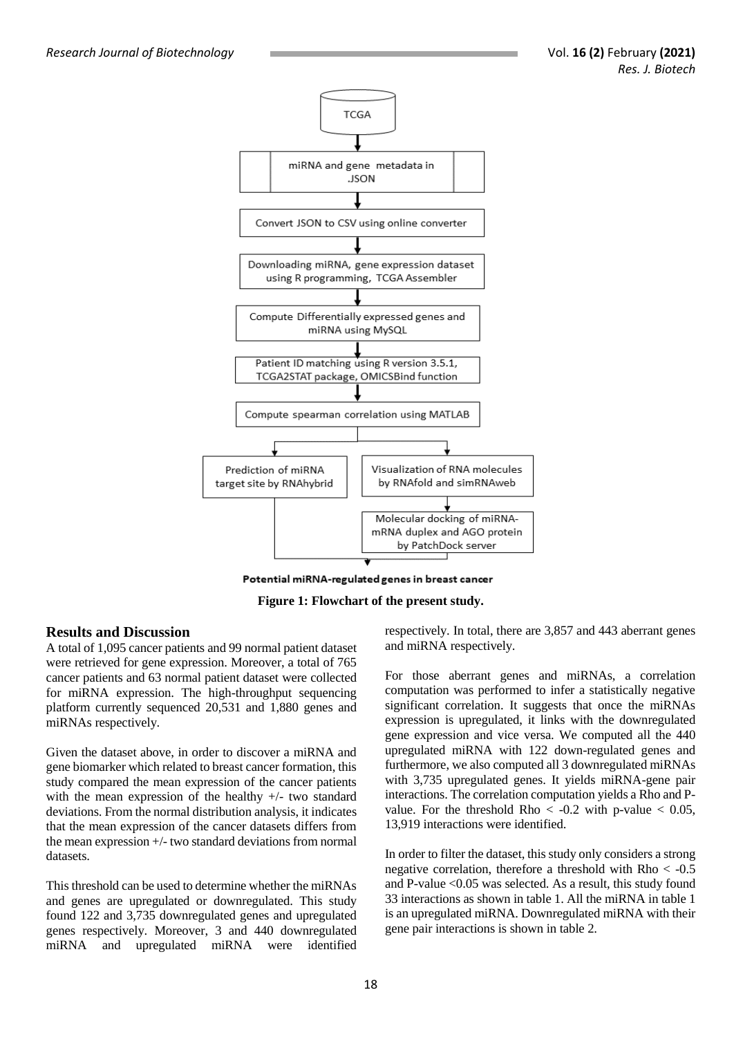TCGA

miRNA and gene metadata in .JSON

Convert JSON to CSV using online converter

Downloading miRNA, gene expression dataset using R programming, TCGA Assembler

Compute Differentially expressed genes and miRNA using MySQL

Patient ID matching using R version 3.5.1, TCGA2STAT package, OMICSBind function

Compute spearman correlation using MATLAB

Prediction of miRNA target site by RNAhybrid

Visualization of RNA molecules by RNAfold and simRNAweb

Molecular docking of miRNA-mRNA duplex and AGO protein by PatchDock server

Potential miRNA-regulated genes in breast cancer

**Figure 1: Flowchart of the present study.**

## Results and Discussion

A total of 1,095 cancer patients and 99 normal patient dataset were retrieved for gene expression. Moreover, a total of 765 cancer patients and 63 normal patient dataset were collected for miRNA expression. The high-throughput sequencing platform currently sequenced 20,531 and 1,880 genes and miRNAs respectively.

Given the dataset above, in order to discover a miRNA and gene biomarker which related to breast cancer formation, this study compared the mean expression of the cancer patients with the mean expression of the healthy +/- two standard deviations. From the normal distribution analysis, it indicates that the mean expression of the cancer datasets differs from the mean expression +/- two standard deviations from normal datasets.

This threshold can be used to determine whether the miRNAs and genes are upregulated or downregulated. This study found 122 and 3,735 downregulated genes and upregulated genes respectively. Moreover, 3 and 440 downregulated miRNA and upregulated miRNA were identified respectively. In total, there are 3,857 and 443 aberrant genes and miRNA respectively.

For those aberrant genes and miRNAs, a correlation computation was performed to infer a statistically negative significant correlation. It suggests that once the miRNAs expression is upregulated, it links with the downregulated gene expression and vice versa. We computed all the 440 upregulated miRNA with 122 down-regulated genes and furthermore, we also computed all 3 downregulated miRNAs with 3,735 upregulated genes. It yields miRNA-gene pair interactions. The correlation computation yields a Rho and P-value. For the threshold Rho $< -0.2$ with p-value $< 0.05$, 13,919 interactions were identified.

In order to filter the dataset, this study only considers a strong negative correlation, therefore a threshold with Rho $< -0.5$ and P-value $<0.05$ was selected. As a result, this study found 33 interactions as shown in table 1. All the miRNA in table 1 is an upregulated miRNA. Downregulated miRNA with their gene pair interactions is shown in table 2.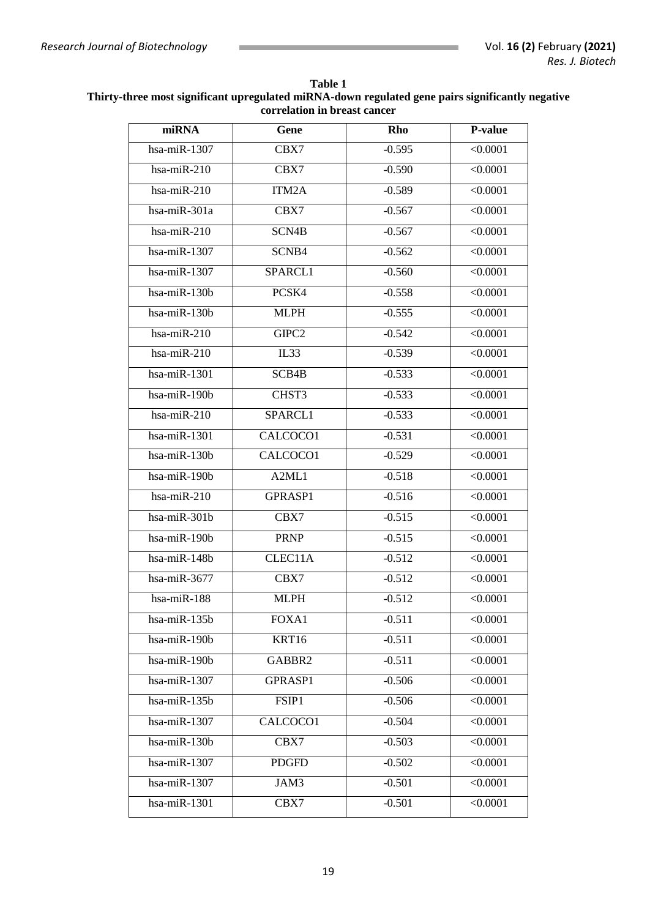**Table 1**
**Thirty-three most significant upregulated miRNA-down regulated gene pairs significantly negative correlation in breast cancer**

| miRNA | Gene | Rho | P-value |
|---|---|---|---|
| hsa-miR-1307 | CBX7 | -0.595 | <0.0001 |
| hsa-miR-210 | CBX7 | -0.590 | <0.0001 |
| hsa-miR-210 | ITM2A | -0.589 | <0.0001 |
| hsa-miR-301a | CBX7 | -0.567 | <0.0001 |
| hsa-miR-210 | SCN4B | -0.567 | <0.0001 |
| hsa-miR-1307 | SCNB4 | -0.562 | <0.0001 |
| hsa-miR-1307 | SPARCL1 | -0.560 | <0.0001 |
| hsa-miR-130b | PCSK4 | -0.558 | <0.0001 |
| hsa-miR-130b | MLPH | -0.555 | <0.0001 |
| hsa-miR-210 | GIPC2 | -0.542 | <0.0001 |
| hsa-miR-210 | IL33 | -0.539 | <0.0001 |
| hsa-miR-1301 | SCB4B | -0.533 | <0.0001 |
| hsa-miR-190b | CHST3 | -0.533 | <0.0001 |
| hsa-miR-210 | SPARCL1 | -0.533 | <0.0001 |
| hsa-miR-1301 | CALCOCO1 | -0.531 | <0.0001 |
| hsa-miR-130b | CALCOCO1 | -0.529 | <0.0001 |
| hsa-miR-190b | A2ML1 | -0.518 | <0.0001 |
| hsa-miR-210 | GPRASP1 | -0.516 | <0.0001 |
| hsa-miR-301b | CBX7 | -0.515 | <0.0001 |
| hsa-miR-190b | PRNP | -0.515 | <0.0001 |
| hsa-miR-148b | CLEC11A | -0.512 | <0.0001 |
| hsa-miR-3677 | CBX7 | -0.512 | <0.0001 |
| hsa-miR-188 | MLPH | -0.512 | <0.0001 |
| hsa-miR-135b | FOXA1 | -0.511 | <0.0001 |
| hsa-miR-190b | KRT16 | -0.511 | <0.0001 |
| hsa-miR-190b | GABBR2 | -0.511 | <0.0001 |
| hsa-miR-1307 | GPRASP1 | -0.506 | <0.0001 |
| hsa-miR-135b | FSIP1 | -0.506 | <0.0001 |
| hsa-miR-1307 | CALCOCO1 | -0.504 | <0.0001 |
| hsa-miR-130b | CBX7 | -0.503 | <0.0001 |
| hsa-miR-1307 | PDGFD | -0.502 | <0.0001 |
| hsa-miR-1307 | JAM3 | -0.501 | <0.0001 |
| hsa-miR-1301 | CBX7 | -0.501 | <0.0001 |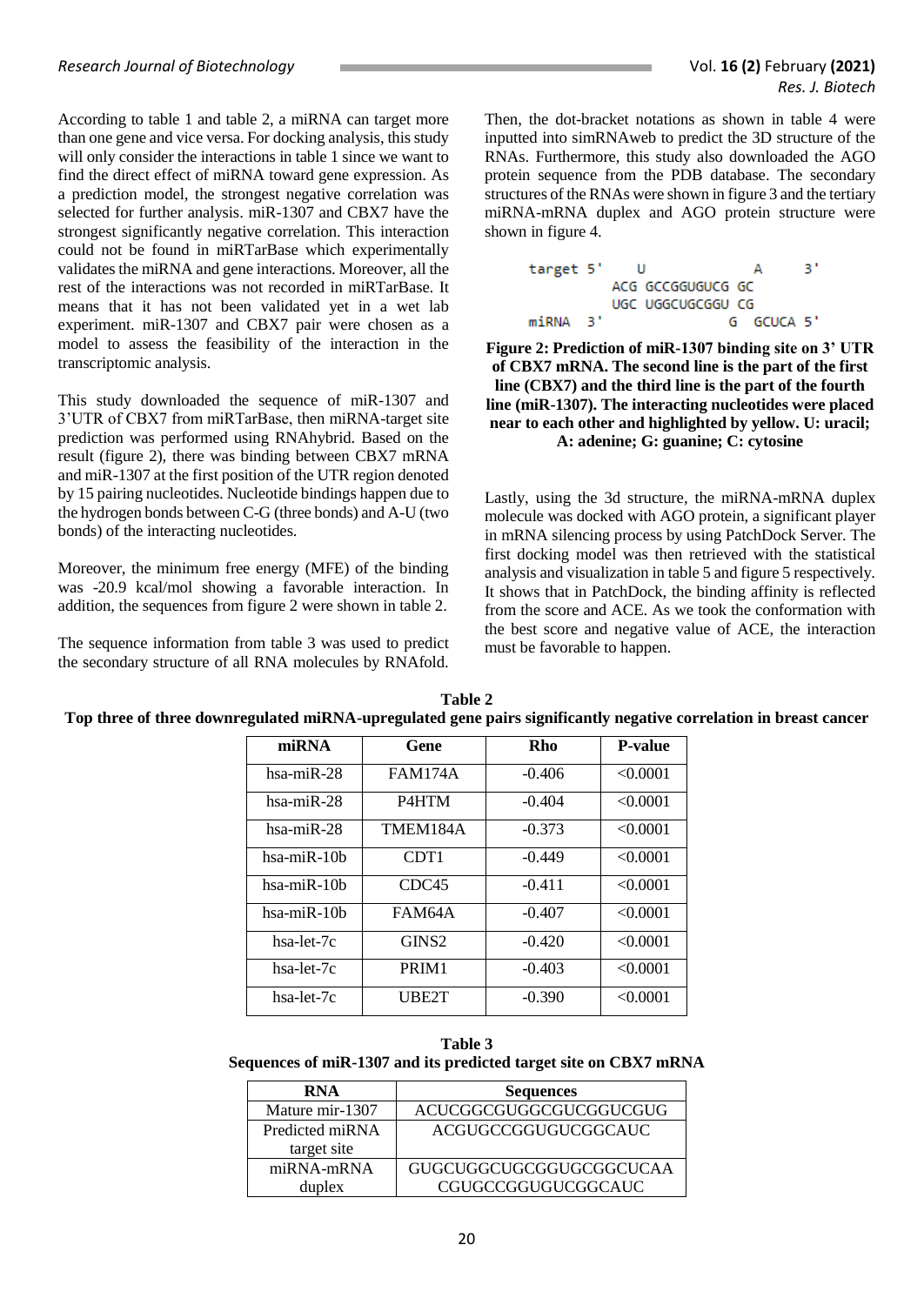According to table 1 and table 2, a miRNA can target more than one gene and vice versa. For docking analysis, this study will only consider the interactions in table 1 since we want to find the direct effect of miRNA toward gene expression. As a prediction model, the strongest negative correlation was selected for further analysis. miR-1307 and CBX7 have the strongest significantly negative correlation. This interaction could not be found in miRTarBase which experimentally validates the miRNA and gene interactions. Moreover, all the rest of the interactions was not recorded in miRTarBase. It means that it has not been validated yet in a wet lab experiment. miR-1307 and CBX7 pair were chosen as a model to assess the feasibility of the interaction in the transcriptomic analysis.

This study downloaded the sequence of miR-1307 and 3'UTR of CBX7 from miRTarBase, then miRNA-target site prediction was performed using RNAhybrid. Based on the result (figure 2), there was binding between CBX7 mRNA and miR-1307 at the first position of the UTR region denoted by 15 pairing nucleotides. Nucleotide bindings happen due to the hydrogen bonds between C-G (three bonds) and A-U (two bonds) of the interacting nucleotides.

Moreover, the minimum free energy (MFE) of the binding was -20.9 kcal/mol showing a favorable interaction. In addition, the sequences from figure 2 were shown in table 2.

The sequence information from table 3 was used to predict the secondary structure of all RNA molecules by RNAfold. Then, the dot-bracket notations as shown in table 4 were inputted into simRNAweb to predict the 3D structure of the RNAs. Furthermore, this study also downloaded the AGO protein sequence from the PDB database. The secondary structures of the RNAs were shown in figure 3 and the tertiary miRNA-mRNA duplex and AGO protein structure were shown in figure 4.

```
target 5'    U              A      3'
          ACG GCCGGUGUCG GC
          UGC UGGCUGCGGU CG
miRNA  3'                G  GCUCA 5'
```

**Figure 2: Prediction of miR-1307 binding site on 3' UTR of CBX7 mRNA. The second line is the part of the first line (CBX7) and the third line is the part of the fourth line (miR-1307). The interacting nucleotides were placed near to each other and highlighted by yellow. U: uracil; A: adenine; G: guanine; C: cytosine**

Lastly, using the 3d structure, the miRNA-mRNA duplex molecule was docked with AGO protein, a significant player in mRNA silencing process by using PatchDock Server. The first docking model was then retrieved with the statistical analysis and visualization in table 5 and figure 5 respectively. It shows that in PatchDock, the binding affinity is reflected from the score and ACE. As we took the conformation with the best score and negative value of ACE, the interaction must be favorable to happen.

**Table 2**
**Top three of three downregulated miRNA-upregulated gene pairs significantly negative correlation in breast cancer**

| miRNA | Gene | Rho | P-value |
|---|---|---|---|
| hsa-miR-28 | FAM174A | -0.406 | <0.0001 |
| hsa-miR-28 | P4HTM | -0.404 | <0.0001 |
| hsa-miR-28 | TMEM184A | -0.373 | <0.0001 |
| hsa-miR-10b | CDT1 | -0.449 | <0.0001 |
| hsa-miR-10b | CDC45 | -0.411 | <0.0001 |
| hsa-miR-10b | FAM64A | -0.407 | <0.0001 |
| hsa-let-7c | GINS2 | -0.420 | <0.0001 |
| hsa-let-7c | PRIM1 | -0.403 | <0.0001 |
| hsa-let-7c | UBE2T | -0.390 | <0.0001 |

**Table 3**
**Sequences of miR-1307 and its predicted target site on CBX7 mRNA**

| RNA | Sequences |
|---|---|
| Mature mir-1307 | ACUCGGCGUGGCGUCGGUCGUG |
| Predicted miRNA target site | ACGUGCCGGUGUCGGCAUC |
| miRNA-mRNA duplex | GUGCUGGCUGCGGUGCGGCUCAA CGUGCCGGUGUCGGCAUC |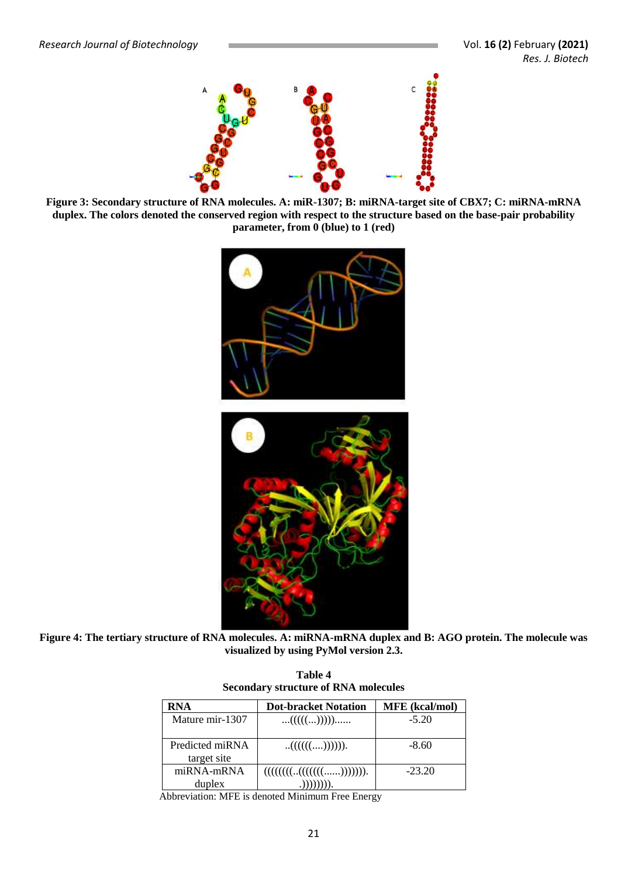**Figure 3: Secondary structure of RNA molecules. A: miR-1307; B: miRNA-target site of CBX7; C: miRNA-mRNA duplex. The colors denoted the conserved region with respect to the structure based on the base-pair probability parameter, from 0 (blue) to 1 (red)**

**Figure 4: The tertiary structure of RNA molecules. A: miRNA-mRNA duplex and B: AGO protein. The molecule was visualized by using PyMol version 2.3.**

**Table 4**
**Secondary structure of RNA molecules**

| RNA | Dot-bracket Notation | MFE (kcal/mol) |
|---|---|---|
| Mature mir-1307 | ...(((((...)))))...... | -5.20 |
| Predicted miRNA target site | ..((((((....)))))). | -8.60 |
| miRNA-mRNA duplex | ((((((((..((((((((......)))))))). .)))))))). | -23.20 |

Abbreviation: MFE is denoted Minimum Free Energy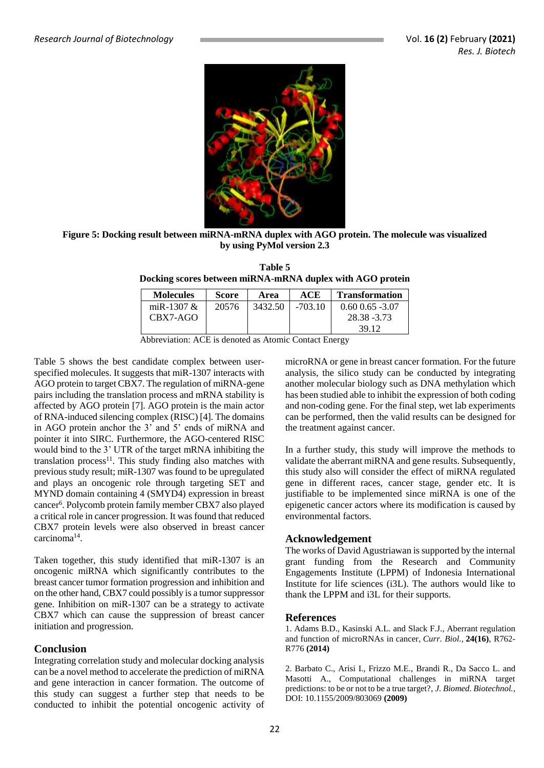**Figure 5: Docking result between miRNA-mRNA duplex with AGO protein. The molecule was visualized by using PyMol version 2.3**

**Table 5**
**Docking scores between miRNA-mRNA duplex with AGO protein**

| Molecules | Score | Area | ACE | Transformation |
|---|---|---|---|---|
| miR-1307 & CBX7-AGO | 20576 | 3432.50 | -703.10 | 0.60 0.65 -3.07 28.38 -3.73 39.12 |

Abbreviation: ACE is denoted as Atomic Contact Energy

Table 5 shows the best candidate complex between user-specified molecules. It suggests that miR-1307 interacts with AGO protein to target CBX7. The regulation of miRNA-gene pairs including the translation process and mRNA stability is affected by AGO protein [7]. AGO protein is the main actor of RNA-induced silencing complex (RISC) [4]. The domains in AGO protein anchor the 3' and 5' ends of miRNA and pointer it into SIRC. Furthermore, the AGO-centered RISC would bind to the 3' UTR of the target mRNA inhibiting the translation process[11]. This study finding also matches with previous study result; miR-1307 was found to be upregulated and plays an oncogenic role through targeting SET and MYND domain containing 4 (SMYD4) expression in breast cancer[6]. Polycomb protein family member CBX7 also played a critical role in cancer progression. It was found that reduced CBX7 protein levels were also observed in breast cancer carcinoma[14].

Taken together, this study identified that miR-1307 is an oncogenic miRNA which significantly contributes to the breast cancer tumor formation progression and inhibition and on the other hand, CBX7 could possibly is a tumor suppressor gene. Inhibition on miR-1307 can be a strategy to activate CBX7 which can cause the suppression of breast cancer initiation and progression.

## Conclusion

Integrating correlation study and molecular docking analysis can be a novel method to accelerate the prediction of miRNA and gene interaction in cancer formation. The outcome of this study can suggest a further step that needs to be conducted to inhibit the potential oncogenic activity of microRNA or gene in breast cancer formation. For the future analysis, the silico study can be conducted by integrating another molecular biology such as DNA methylation which has been studied able to inhibit the expression of both coding and non-coding gene. For the final step, wet lab experiments can be performed, then the valid results can be designed for the treatment against cancer.

In a further study, this study will improve the methods to validate the aberrant miRNA and gene results. Subsequently, this study also will consider the effect of miRNA regulated gene in different races, cancer stage, gender etc. It is justifiable to be implemented since miRNA is one of the epigenetic cancer actors where its modification is caused by environmental factors.

## Acknowledgement

The works of David Agustriawan is supported by the internal grant funding from the Research and Community Engagements Institute (LPPM) of Indonesia International Institute for life sciences (i3L). The authors would like to thank the LPPM and i3L for their supports.

## References

1. Adams B.D., Kasinski A.L. and Slack F.J., Aberrant regulation and function of microRNAs in cancer, *Curr. Biol.*, **24(16)**, R762-R776 **(2014)**

2. Barbato C., Arisi I., Frizzo M.E., Brandi R., Da Sacco L. and Masotti A., Computational challenges in miRNA target predictions: to be or not to be a true target?, *J. Biomed. Biotechnol.*, DOI: 10.1155/2009/803069 **(2009)**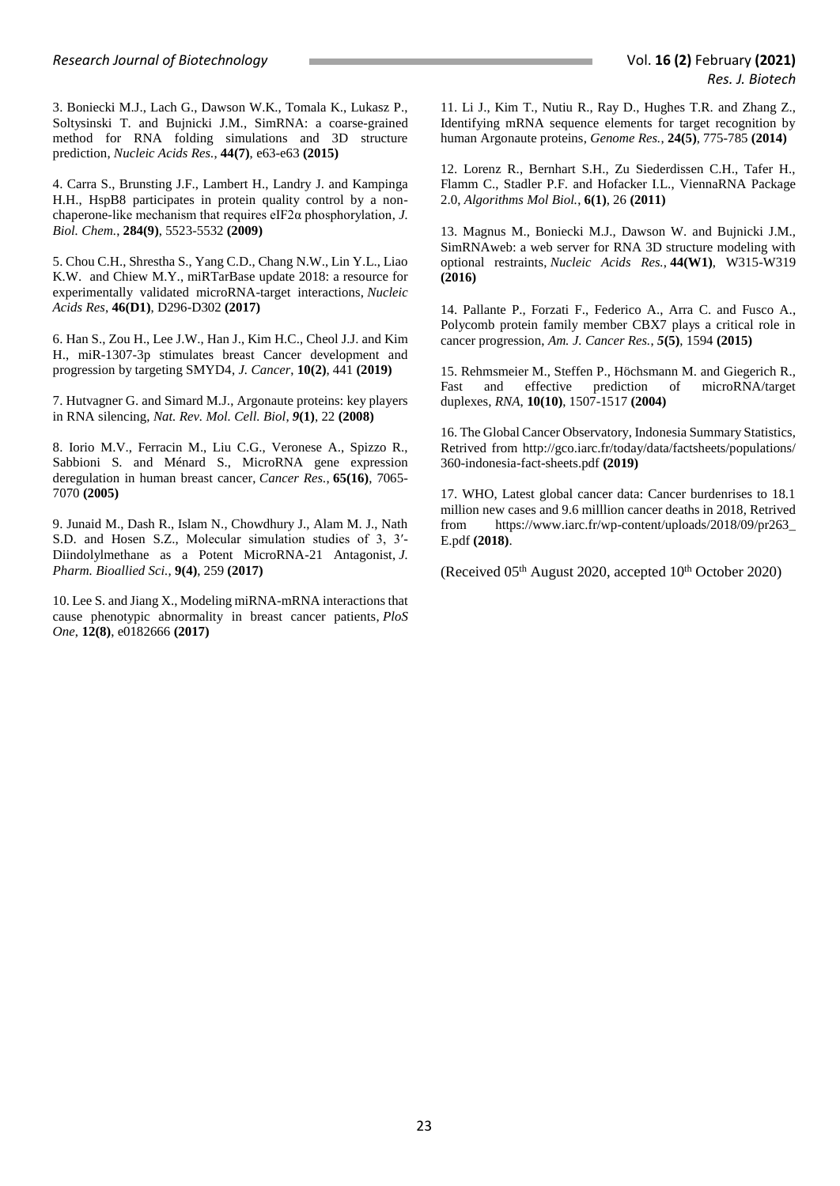3. Boniecki M.J., Lach G., Dawson W.K., Tomala K., Lukasz P., Soltysinski T. and Bujnicki J.M., SimRNA: a coarse-grained method for RNA folding simulations and 3D structure prediction, *Nucleic Acids Res.*, **44(7)**, e63-e63 **(2015)**

4. Carra S., Brunsting J.F., Lambert H., Landry J. and Kampinga H.H., HspB8 participates in protein quality control by a non-chaperone-like mechanism that requires eIF2α phosphorylation, *J. Biol. Chem.*, **284(9)**, 5523-5532 **(2009)**

5. Chou C.H., Shrestha S., Yang C.D., Chang N.W., Lin Y.L., Liao K.W. and Chiew M.Y., miRTarBase update 2018: a resource for experimentally validated microRNA-target interactions, *Nucleic Acids Res*, **46(D1)**, D296-D302 **(2017)**

6. Han S., Zou H., Lee J.W., Han J., Kim H.C., Cheol J.J. and Kim H., miR-1307-3p stimulates breast Cancer development and progression by targeting SMYD4, *J. Cancer*, **10(2)**, 441 **(2019)**

7. Hutvagner G. and Simard M.J., Argonaute proteins: key players in RNA silencing, *Nat. Rev. Mol. Cell. Biol*, *9***(1)**, 22 **(2008)**

8. Iorio M.V., Ferracin M., Liu C.G., Veronese A., Spizzo R., Sabbioni S. and Ménard S., MicroRNA gene expression deregulation in human breast cancer, *Cancer Res.*, **65(16)**, 7065-7070 **(2005)**

9. Junaid M., Dash R., Islam N., Chowdhury J., Alam M. J., Nath S.D. and Hosen S.Z., Molecular simulation studies of 3, 3′-Diindolylmethane as a Potent MicroRNA-21 Antagonist, *J. Pharm. Bioallied Sci.*, **9(4)**, 259 **(2017)**

10. Lee S. and Jiang X., Modeling miRNA-mRNA interactions that cause phenotypic abnormality in breast cancer patients, *PloS One*, **12(8)**, e0182666 **(2017)**

11. Li J., Kim T., Nutiu R., Ray D., Hughes T.R. and Zhang Z., Identifying mRNA sequence elements for target recognition by human Argonaute proteins, *Genome Res.*, **24(5)**, 775-785 **(2014)**

12. Lorenz R., Bernhart S.H., Zu Siederdissen C.H., Tafer H., Flamm C., Stadler P.F. and Hofacker I.L., ViennaRNA Package 2.0, *Algorithms Mol Biol.*, **6(1)**, 26 **(2011)**

13. Magnus M., Boniecki M.J., Dawson W. and Bujnicki J.M., SimRNAweb: a web server for RNA 3D structure modeling with optional restraints, *Nucleic Acids Res.*, **44(W1)**, W315-W319 **(2016)**

14. Pallante P., Forzati F., Federico A., Arra C. and Fusco A., Polycomb protein family member CBX7 plays a critical role in cancer progression, *Am. J. Cancer Res.*, *5***(5)**, 1594 **(2015)**

15. Rehmsmeier M., Steffen P., Höchsmann M. and Giegerich R., Fast and effective prediction of microRNA/target duplexes, *RNA*, **10(10)**, 1507-1517 **(2004)**

16. The Global Cancer Observatory, Indonesia Summary Statistics, Retrived from http://gco.iarc.fr/today/data/factsheets/populations/360-indonesia-fact-sheets.pdf **(2019)**

17. WHO, Latest global cancer data: Cancer burdenrises to 18.1 million new cases and 9.6 milllion cancer deaths in 2018, Retrived from https://www.iarc.fr/wp-content/uploads/2018/09/pr263_E.pdf **(2018)**.

(Received 05th August 2020, accepted 10th October 2020)